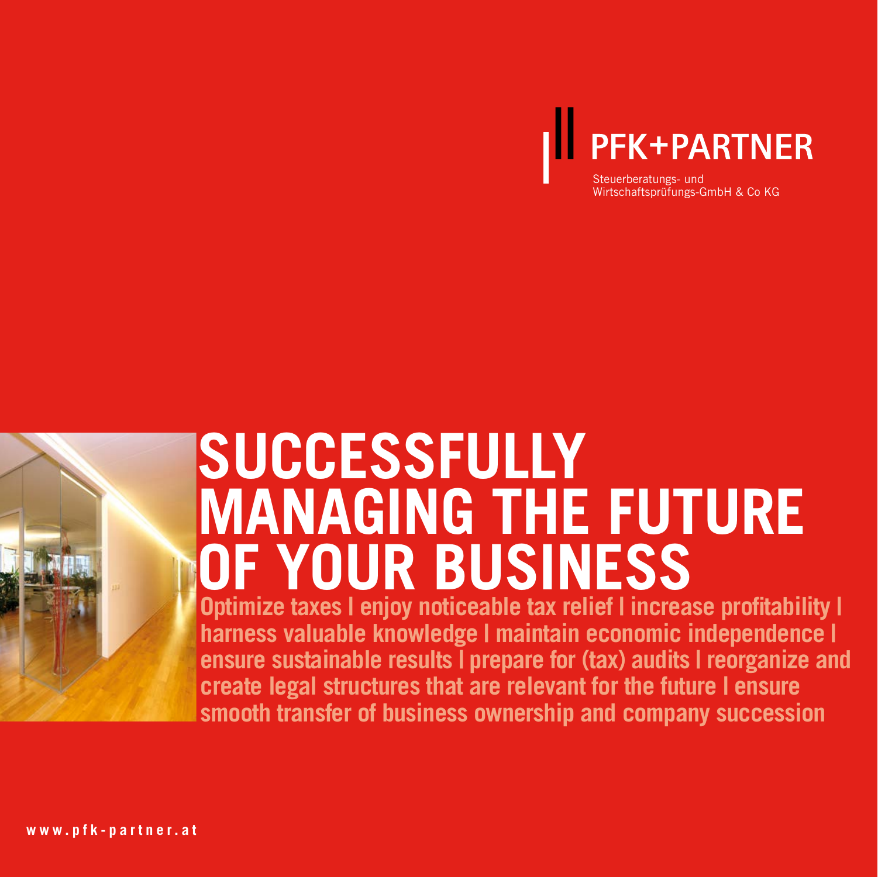PFK+PARTNER

Steuerberatungs- und
Wirtschaftsprüfungs-GmbH & Co KG

# SUCCESSFULLY MANAGING THE FUTURE OF YOUR BUSINESS

**Optimize taxes | enjoy noticeable tax relief | increase profitability | harness valuable knowledge | maintain economic independence | ensure sustainable results | prepare for (tax) audits | reorganize and create legal structures that are relevant for the future | ensure smooth transfer of business ownership and company succession**

**www.pfk-partner.at**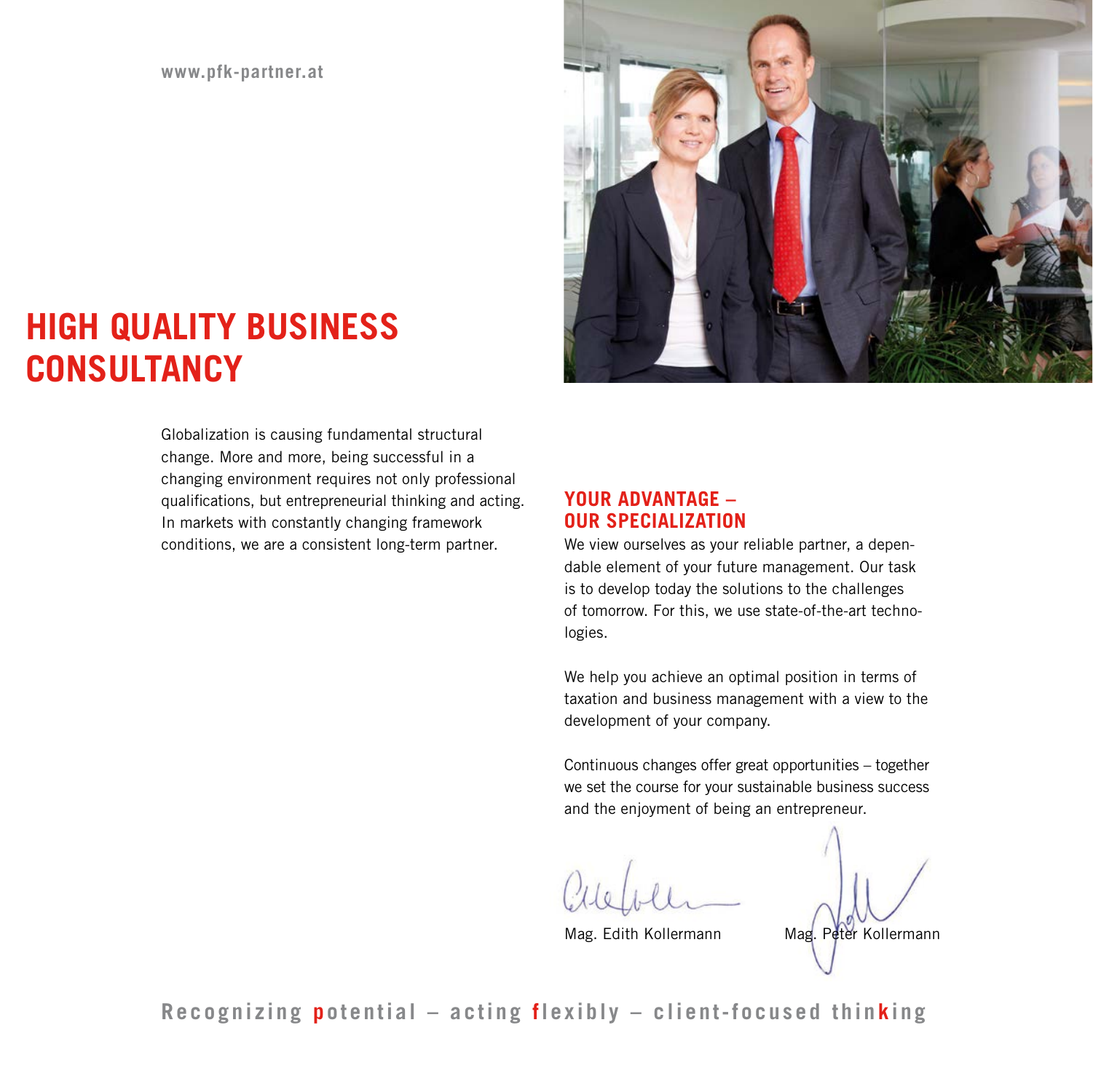www.pfk-partner.at

# HIGH QUALITY BUSINESS CONSULTANCY

Globalization is causing fundamental structural change. More and more, being successful in a changing environment requires not only professional qualifications, but entrepreneurial thinking and acting. In markets with constantly changing framework conditions, we are a consistent long-term partner.

## YOUR ADVANTAGE – OUR SPECIALIZATION

We view ourselves as your reliable partner, a dependable element of your future management. Our task is to develop today the solutions to the challenges of tomorrow. For this, we use state-of-the-art technologies.

We help you achieve an optimal position in terms of taxation and business management with a view to the development of your company.

Continuous changes offer great opportunities – together we set the course for your sustainable business success and the enjoyment of being an entrepreneur.

Mag. Edith Kollermann     Mag. Peter Kollermann

**Recognizing potential – acting flexibly – client-focused thinking**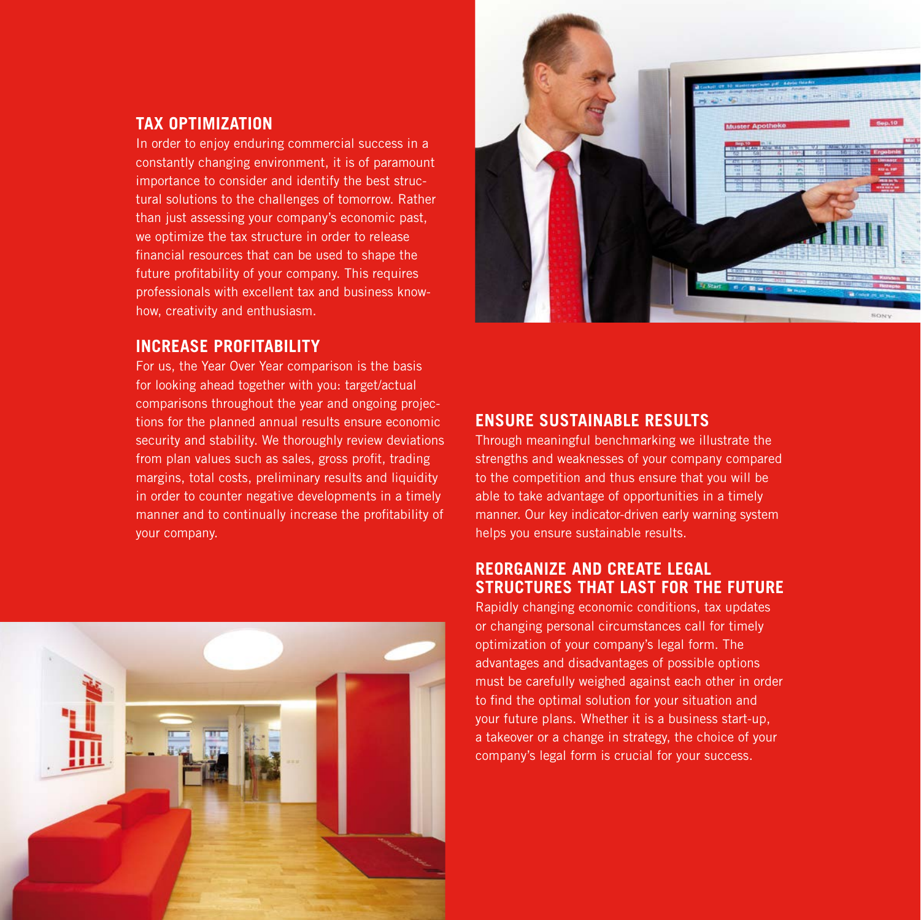## TAX OPTIMIZATION

In order to enjoy enduring commercial success in a constantly changing environment, it is of paramount importance to consider and identify the best structural solutions to the challenges of tomorrow. Rather than just assessing your company's economic past, we optimize the tax structure in order to release financial resources that can be used to shape the future profitability of your company. This requires professionals with excellent tax and business know-how, creativity and enthusiasm.

## INCREASE PROFITABILITY

For us, the Year Over Year comparison is the basis for looking ahead together with you: target/actual comparisons throughout the year and ongoing projections for the planned annual results ensure economic security and stability. We thoroughly review deviations from plan values such as sales, gross profit, trading margins, total costs, preliminary results and liquidity in order to counter negative developments in a timely manner and to continually increase the profitability of your company.

## ENSURE SUSTAINABLE RESULTS

Through meaningful benchmarking we illustrate the strengths and weaknesses of your company compared to the competition and thus ensure that you will be able to take advantage of opportunities in a timely manner. Our key indicator-driven early warning system helps you ensure sustainable results.

## REORGANIZE AND CREATE LEGAL STRUCTURES THAT LAST FOR THE FUTURE

Rapidly changing economic conditions, tax updates or changing personal circumstances call for timely optimization of your company's legal form. The advantages and disadvantages of possible options must be carefully weighed against each other in order to find the optimal solution for your situation and your future plans. Whether it is a business start-up, a takeover or a change in strategy, the choice of your company's legal form is crucial for your success.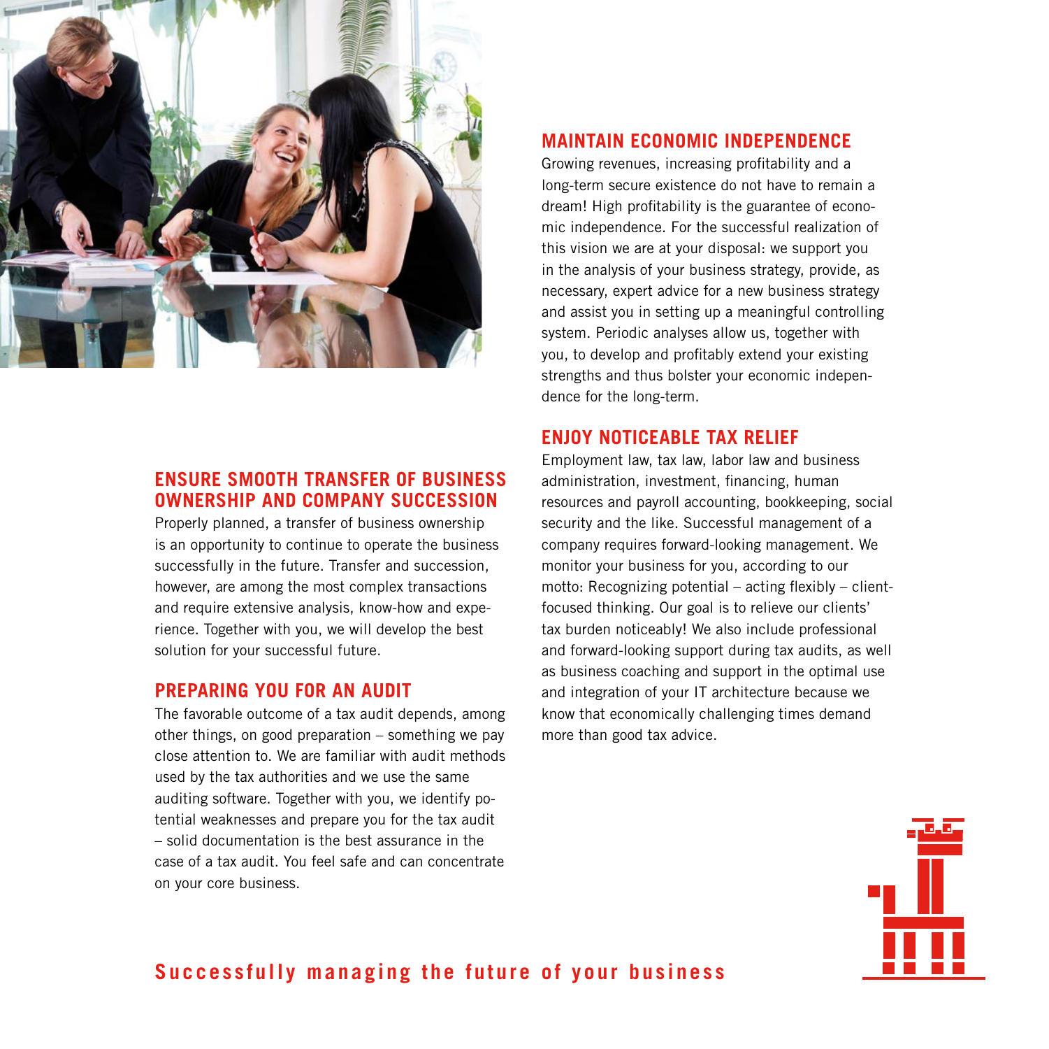## ENSURE SMOOTH TRANSFER OF BUSINESS OWNERSHIP AND COMPANY SUCCESSION

Properly planned, a transfer of business ownership is an opportunity to continue to operate the business successfully in the future. Transfer and succession, however, are among the most complex transactions and require extensive analysis, know-how and experience. Together with you, we will develop the best solution for your successful future.

## PREPARING YOU FOR AN AUDIT

The favorable outcome of a tax audit depends, among other things, on good preparation – something we pay close attention to. We are familiar with audit methods used by the tax authorities and we use the same auditing software. Together with you, we identify potential weaknesses and prepare you for the tax audit – solid documentation is the best assurance in the case of a tax audit. You feel safe and can concentrate on your core business.

## MAINTAIN ECONOMIC INDEPENDENCE

Growing revenues, increasing profitability and a long-term secure existence do not have to remain a dream! High profitability is the guarantee of economic independence. For the successful realization of this vision we are at your disposal: we support you in the analysis of your business strategy, provide, as necessary, expert advice for a new business strategy and assist you in setting up a meaningful controlling system. Periodic analyses allow us, together with you, to develop and profitably extend your existing strengths and thus bolster your economic independence for the long-term.

## ENJOY NOTICEABLE TAX RELIEF

Employment law, tax law, labor law and business administration, investment, financing, human resources and payroll accounting, bookkeeping, social security and the like. Successful management of a company requires forward-looking management. We monitor your business for you, according to our motto: Recognizing potential – acting flexibly – client-focused thinking. Our goal is to relieve our clients' tax burden noticeably! We also include professional and forward-looking support during tax audits, as well as business coaching and support in the optimal use and integration of your IT architecture because we know that economically challenging times demand more than good tax advice.

**Successfully managing the future of your business**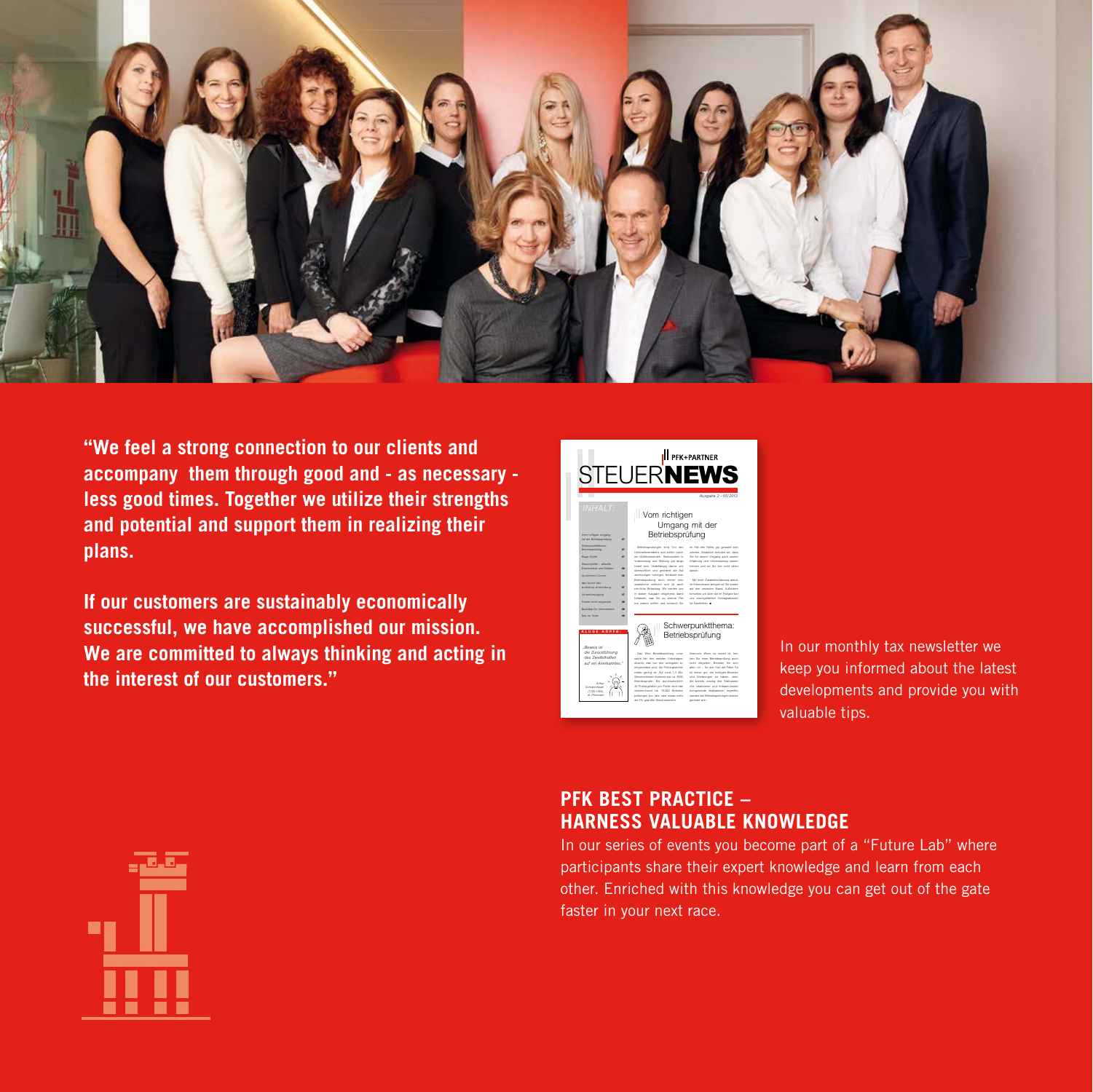**"We feel a strong connection to our clients and accompany them through good and - as necessary - less good times. Together we utilize their strengths and potential and support them in realizing their plans.**

**If our customers are sustainably economically successful, we have accomplished our mission. We are committed to always thinking and acting in the interest of our customers."**

In our monthly tax newsletter we keep you informed about the latest developments and provide you with valuable tips.

## PFK BEST PRACTICE – HARNESS VALUABLE KNOWLEDGE

In our series of events you become part of a "Future Lab" where participants share their expert knowledge and learn from each other. Enriched with this knowledge you can get out of the gate faster in your next race.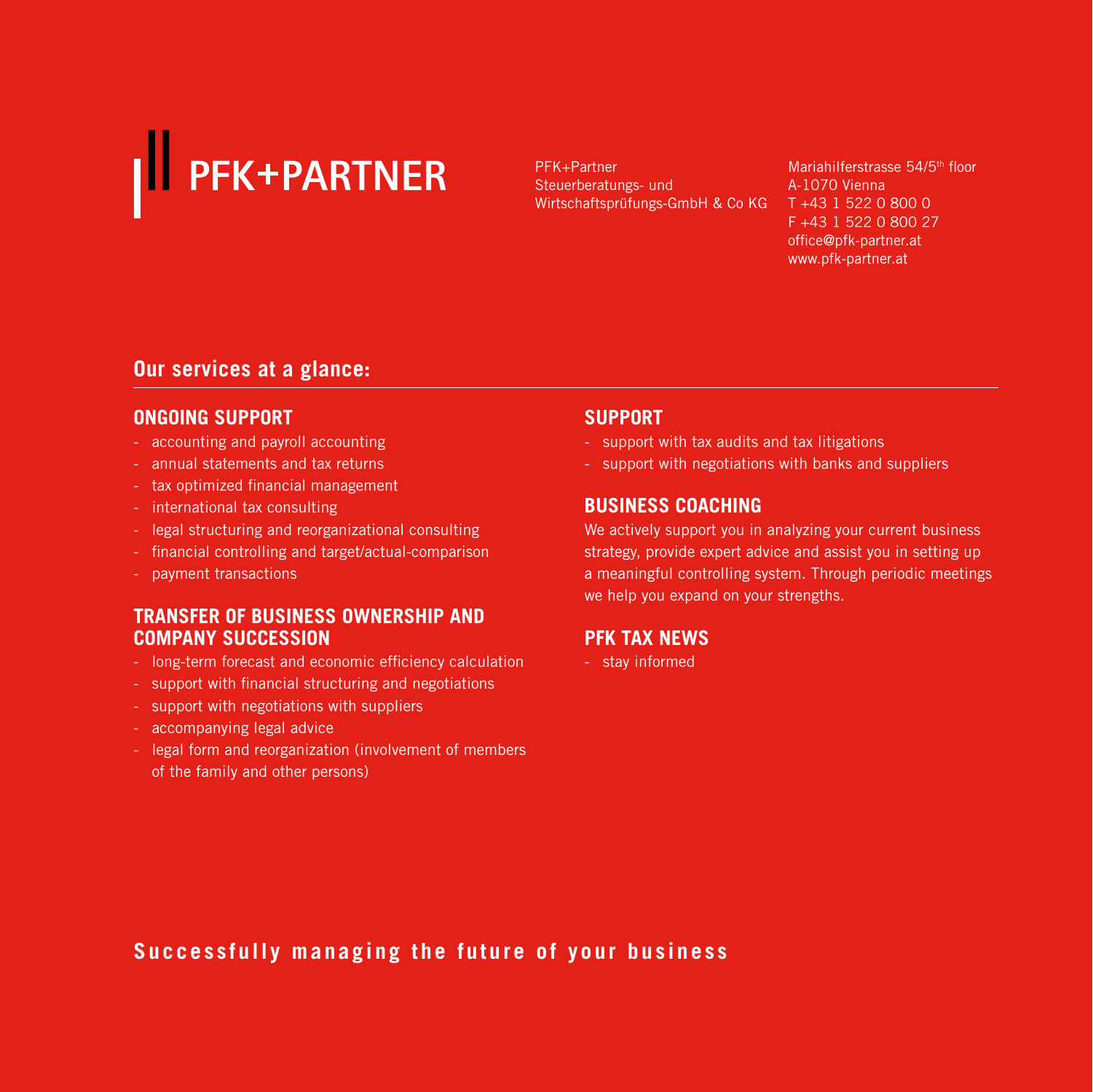# PFK+PARTNER

PFK+Partner
Steuerberatungs- und
Wirtschaftsprüfungs-GmbH & Co KG

Mariahilferstrasse 54/5th floor
A-1070 Vienna
T +43 1 522 0 800 0
F +43 1 522 0 800 27
office@pfk-partner.at
www.pfk-partner.at

## Our services at a glance:

### ONGOING SUPPORT

- accounting and payroll accounting
- annual statements and tax returns
- tax optimized financial management
- international tax consulting
- legal structuring and reorganizational consulting
- financial controlling and target/actual-comparison
- payment transactions

### TRANSFER OF BUSINESS OWNERSHIP AND COMPANY SUCCESSION

- long-term forecast and economic efficiency calculation
- support with financial structuring and negotiations
- support with negotiations with suppliers
- accompanying legal advice
- legal form and reorganization (involvement of members of the family and other persons)

### SUPPORT

- support with tax audits and tax litigations
- support with negotiations with banks and suppliers

### BUSINESS COACHING

We actively support you in analyzing your current business strategy, provide expert advice and assist you in setting up a meaningful controlling system. Through periodic meetings we help you expand on your strengths.

### PFK TAX NEWS

- stay informed

**Successfully managing the future of your business**